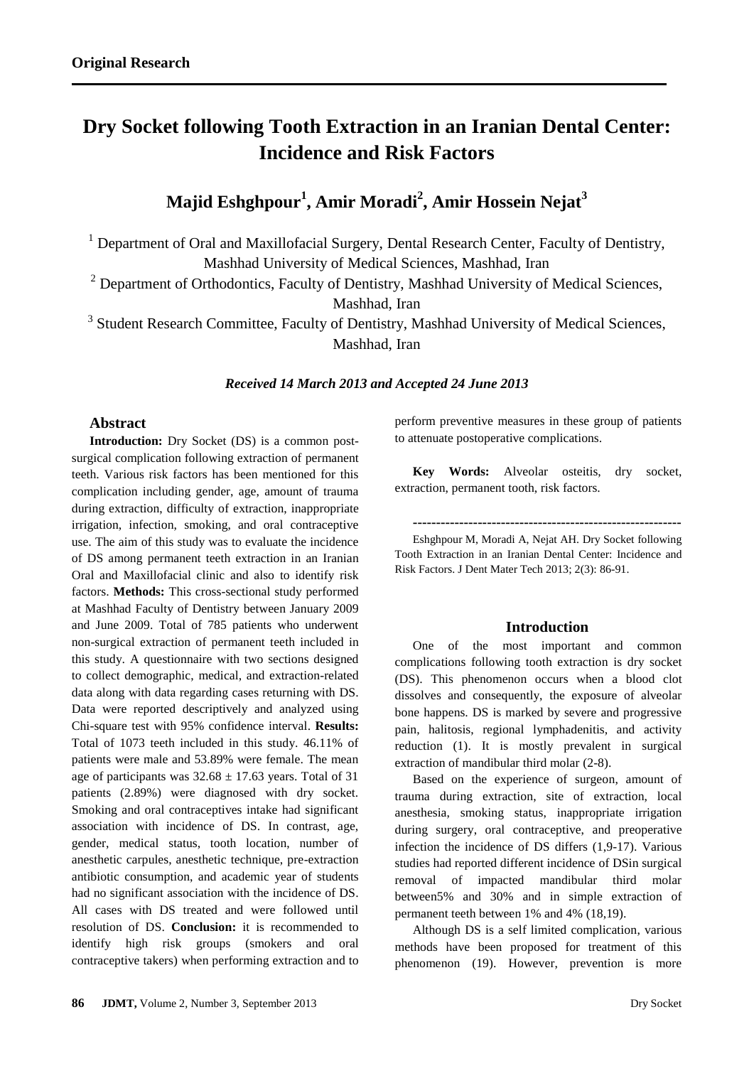Original Research

# Dry Socket following Tooth Extraction in an Iranian Dental Center: Incidence and Risk Factors

## Majid Eshghpour[1], Amir Moradi[2], Amir Hossein Nejat[3]

[1] Department of Oral and Maxillofacial Surgery, Dental Research Center, Faculty of Dentistry, Mashhad University of Medical Sciences, Mashhad, Iran

[2] Department of Orthodontics, Faculty of Dentistry, Mashhad University of Medical Sciences, Mashhad, Iran

[3] Student Research Committee, Faculty of Dentistry, Mashhad University of Medical Sciences, Mashhad, Iran

***Received 14 March 2013 and Accepted 24 June 2013***

### Abstract

**Introduction:** Dry Socket (DS) is a common post-surgical complication following extraction of permanent teeth. Various risk factors has been mentioned for this complication including gender, age, amount of trauma during extraction, difficulty of extraction, inappropriate irrigation, infection, smoking, and oral contraceptive use. The aim of this study was to evaluate the incidence of DS among permanent teeth extraction in an Iranian Oral and Maxillofacial clinic and also to identify risk factors. **Methods:** This cross-sectional study performed at Mashhad Faculty of Dentistry between January 2009 and June 2009. Total of 785 patients who underwent non-surgical extraction of permanent teeth included in this study. A questionnaire with two sections designed to collect demographic, medical, and extraction-related data along with data regarding cases returning with DS. Data were reported descriptively and analyzed using Chi-square test with 95% confidence interval. **Results:** Total of 1073 teeth included in this study. 46.11% of patients were male and 53.89% were female. The mean age of participants was 32.68 ± 17.63 years. Total of 31 patients (2.89%) were diagnosed with dry socket. Smoking and oral contraceptives intake had significant association with incidence of DS. In contrast, age, gender, medical status, tooth location, number of anesthetic carpules, anesthetic technique, pre-extraction antibiotic consumption, and academic year of students had no significant association with the incidence of DS. All cases with DS treated and were followed until resolution of DS. **Conclusion:** it is recommended to identify high risk groups (smokers and oral contraceptive takers) when performing extraction and to perform preventive measures in these group of patients to attenuate postoperative complications.

**Key Words:** Alveolar osteitis, dry socket, extraction, permanent tooth, risk factors.

---

Eshghpour M, Moradi A, Nejat AH. Dry Socket following Tooth Extraction in an Iranian Dental Center: Incidence and Risk Factors. J Dent Mater Tech 2013; 2(3): 86-91.

### Introduction

One of the most important and common complications following tooth extraction is dry socket (DS). This phenomenon occurs when a blood clot dissolves and consequently, the exposure of alveolar bone happens. DS is marked by severe and progressive pain, halitosis, regional lymphadenitis, and activity reduction (1). It is mostly prevalent in surgical extraction of mandibular third molar (2-8).

Based on the experience of surgeon, amount of trauma during extraction, site of extraction, local anesthesia, smoking status, inappropriate irrigation during surgery, oral contraceptive, and preoperative infection the incidence of DS differs (1,9-17). Various studies had reported different incidence of DSin surgical removal of impacted mandibular third molar between5% and 30% and in simple extraction of permanent teeth between 1% and 4% (18,19).

Although DS is a self limited complication, various methods have been proposed for treatment of this phenomenon (19). However, prevention is more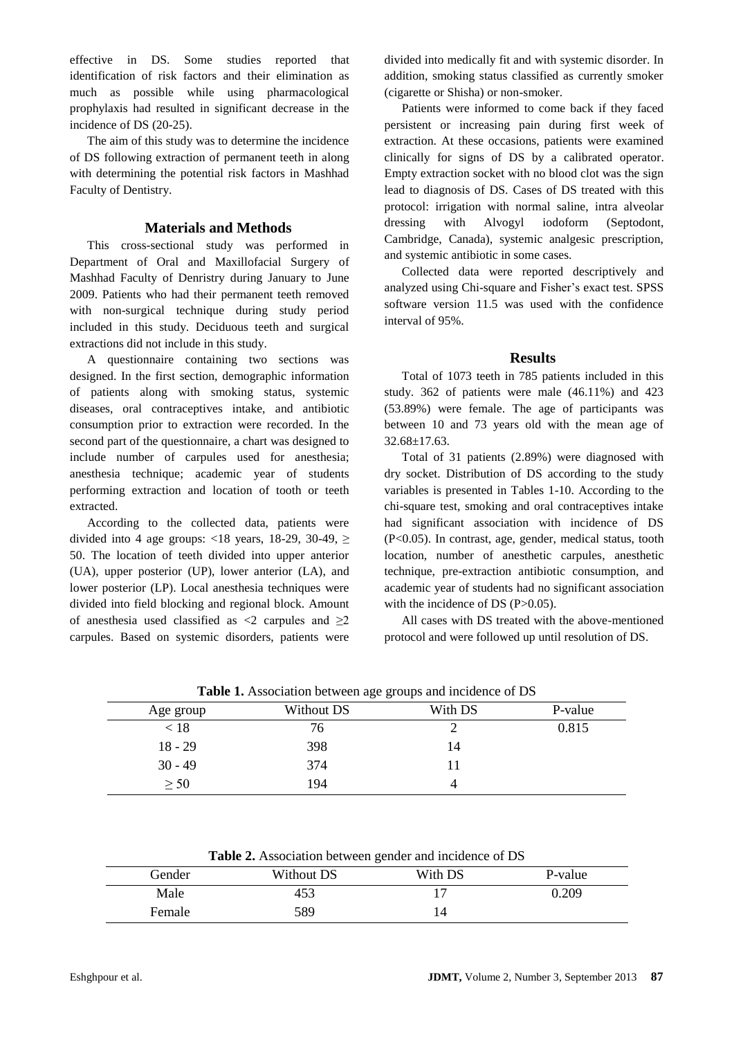effective in DS. Some studies reported that identification of risk factors and their elimination as much as possible while using pharmacological prophylaxis had resulted in significant decrease in the incidence of DS (20-25).

The aim of this study was to determine the incidence of DS following extraction of permanent teeth in along with determining the potential risk factors in Mashhad Faculty of Dentistry.

## Materials and Methods

This cross-sectional study was performed in Department of Oral and Maxillofacial Surgery of Mashhad Faculty of Denristry during January to June 2009. Patients who had their permanent teeth removed with non-surgical technique during study period included in this study. Deciduous teeth and surgical extractions did not include in this study.

A questionnaire containing two sections was designed. In the first section, demographic information of patients along with smoking status, systemic diseases, oral contraceptives intake, and antibiotic consumption prior to extraction were recorded. In the second part of the questionnaire, a chart was designed to include number of carpules used for anesthesia; anesthesia technique; academic year of students performing extraction and location of tooth or teeth extracted.

According to the collected data, patients were divided into 4 age groups: <18 years, 18-29, 30-49, ≥ 50. The location of teeth divided into upper anterior (UA), upper posterior (UP), lower anterior (LA), and lower posterior (LP). Local anesthesia techniques were divided into field blocking and regional block. Amount of anesthesia used classified as <2 carpules and ≥2 carpules. Based on systemic disorders, patients were divided into medically fit and with systemic disorder. In addition, smoking status classified as currently smoker (cigarette or Shisha) or non-smoker.

Patients were informed to come back if they faced persistent or increasing pain during first week of extraction. At these occasions, patients were examined clinically for signs of DS by a calibrated operator. Empty extraction socket with no blood clot was the sign lead to diagnosis of DS. Cases of DS treated with this protocol: irrigation with normal saline, intra alveolar dressing with Alvogyl iodoform (Septodont, Cambridge, Canada), systemic analgesic prescription, and systemic antibiotic in some cases.

Collected data were reported descriptively and analyzed using Chi-square and Fisher's exact test. SPSS software version 11.5 was used with the confidence interval of 95%.

## Results

Total of 1073 teeth in 785 patients included in this study. 362 of patients were male (46.11%) and 423 (53.89%) were female. The age of participants was between 10 and 73 years old with the mean age of 32.68±17.63.

Total of 31 patients (2.89%) were diagnosed with dry socket. Distribution of DS according to the study variables is presented in Tables 1-10. According to the chi-square test, smoking and oral contraceptives intake had significant association with incidence of DS ($P<0.05$). In contrast, age, gender, medical status, tooth location, number of anesthetic carpules, anesthetic technique, pre-extraction antibiotic consumption, and academic year of students had no significant association with the incidence of DS ($P>0.05$).

All cases with DS treated with the above-mentioned protocol and were followed up until resolution of DS.

**Table 1.** Association between age groups and incidence of DS

| Age group | Without DS | With DS | P-value |
|---|---|---|---|
| < 18 | 76 | 2 | 0.815 |
| 18 - 29 | 398 | 14 | |
| 30 - 49 | 374 | 11 | |
| ≥ 50 | 194 | 4 | |

**Table 2.** Association between gender and incidence of DS

| Gender | Without DS | With DS | P-value |
|---|---|---|---|
| Male | 453 | 17 | 0.209 |
| Female | 589 | 14 | |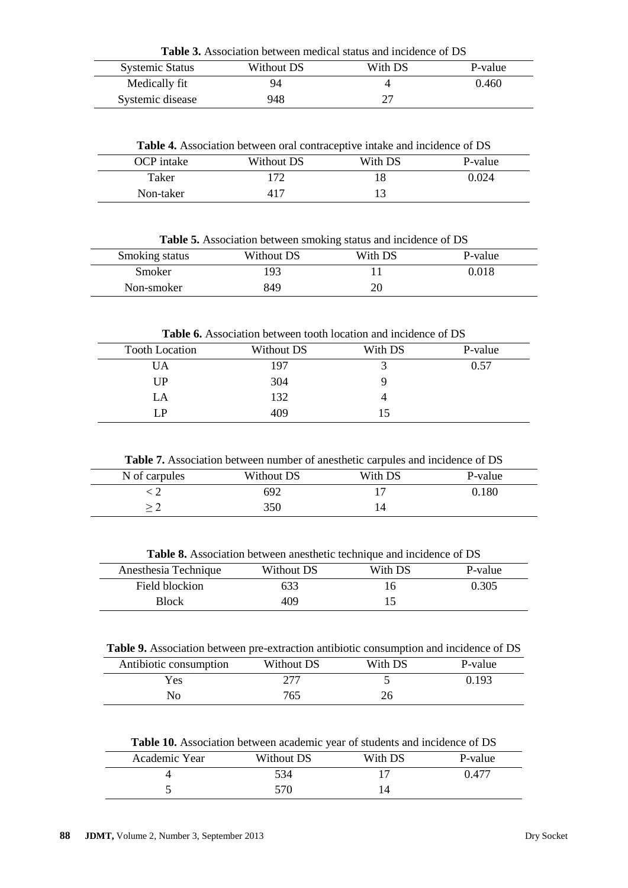**Table 3.** Association between medical status and incidence of DS

| Systemic Status | Without DS | With DS | P-value |
|---|---|---|---|
| Medically fit | 94 | 4 | 0.460 |
| Systemic disease | 948 | 27 | |

**Table 4.** Association between oral contraceptive intake and incidence of DS

| OCP intake | Without DS | With DS | P-value |
|---|---|---|---|
| Taker | 172 | 18 | 0.024 |
| Non-taker | 417 | 13 | |

**Table 5.** Association between smoking status and incidence of DS

| Smoking status | Without DS | With DS | P-value |
|---|---|---|---|
| Smoker | 193 | 11 | 0.018 |
| Non-smoker | 849 | 20 | |

**Table 6.** Association between tooth location and incidence of DS

| Tooth Location | Without DS | With DS | P-value |
|---|---|---|---|
| UA | 197 | 3 | 0.57 |
| UP | 304 | 9 | |
| LA | 132 | 4 | |
| LP | 409 | 15 | |

**Table 7.** Association between number of anesthetic carpules and incidence of DS

| N of carpules | Without DS | With DS | P-value |
|---|---|---|---|
| $< 2$ | 692 | 17 | 0.180 |
| $\geq 2$ | 350 | 14 | |

**Table 8.** Association between anesthetic technique and incidence of DS

| Anesthesia Technique | Without DS | With DS | P-value |
|---|---|---|---|
| Field blockion | 633 | 16 | 0.305 |
| Block | 409 | 15 | |

**Table 9.** Association between pre-extraction antibiotic consumption and incidence of DS

| Antibiotic consumption | Without DS | With DS | P-value |
|---|---|---|---|
| Yes | 277 | 5 | 0.193 |
| No | 765 | 26 | |

**Table 10.** Association between academic year of students and incidence of DS

| Academic Year | Without DS | With DS | P-value |
|---|---|---|---|
| 4 | 534 | 17 | 0.477 |
| 5 | 570 | 14 | |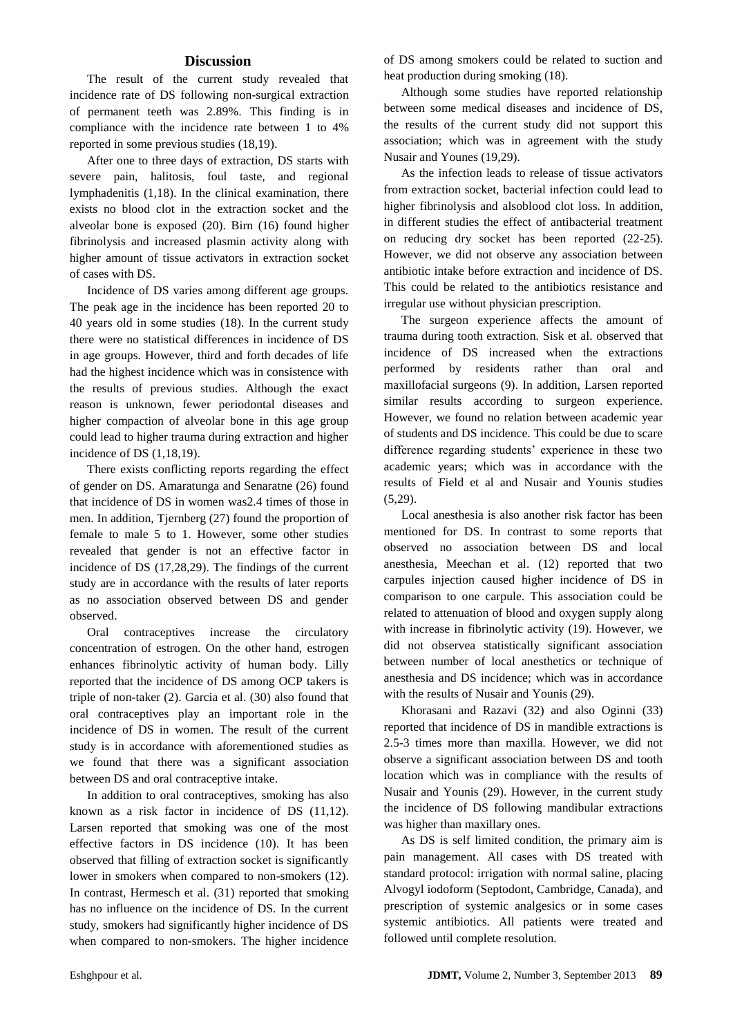## Discussion

The result of the current study revealed that incidence rate of DS following non-surgical extraction of permanent teeth was 2.89%. This finding is in compliance with the incidence rate between 1 to 4% reported in some previous studies (18,19).

After one to three days of extraction, DS starts with severe pain, halitosis, foul taste, and regional lymphadenitis (1,18). In the clinical examination, there exists no blood clot in the extraction socket and the alveolar bone is exposed (20). Birn (16) found higher fibrinolysis and increased plasmin activity along with higher amount of tissue activators in extraction socket of cases with DS.

Incidence of DS varies among different age groups. The peak age in the incidence has been reported 20 to 40 years old in some studies (18). In the current study there were no statistical differences in incidence of DS in age groups. However, third and forth decades of life had the highest incidence which was in consistence with the results of previous studies. Although the exact reason is unknown, fewer periodontal diseases and higher compaction of alveolar bone in this age group could lead to higher trauma during extraction and higher incidence of DS (1,18,19).

There exists conflicting reports regarding the effect of gender on DS. Amaratunga and Senaratne (26) found that incidence of DS in women was2.4 times of those in men. In addition, Tjernberg (27) found the proportion of female to male 5 to 1. However, some other studies revealed that gender is not an effective factor in incidence of DS (17,28,29). The findings of the current study are in accordance with the results of later reports as no association observed between DS and gender observed.

Oral contraceptives increase the circulatory concentration of estrogen. On the other hand, estrogen enhances fibrinolytic activity of human body. Lilly reported that the incidence of DS among OCP takers is triple of non-taker (2). Garcia et al. (30) also found that oral contraceptives play an important role in the incidence of DS in women. The result of the current study is in accordance with aforementioned studies as we found that there was a significant association between DS and oral contraceptive intake.

In addition to oral contraceptives, smoking has also known as a risk factor in incidence of DS (11,12). Larsen reported that smoking was one of the most effective factors in DS incidence (10). It has been observed that filling of extraction socket is significantly lower in smokers when compared to non-smokers (12). In contrast, Hermesch et al. (31) reported that smoking has no influence on the incidence of DS. In the current study, smokers had significantly higher incidence of DS when compared to non-smokers. The higher incidence of DS among smokers could be related to suction and heat production during smoking (18).

Although some studies have reported relationship between some medical diseases and incidence of DS, the results of the current study did not support this association; which was in agreement with the study Nusair and Younes (19,29).

As the infection leads to release of tissue activators from extraction socket, bacterial infection could lead to higher fibrinolysis and alsoblood clot loss. In addition, in different studies the effect of antibacterial treatment on reducing dry socket has been reported (22-25). However, we did not observe any association between antibiotic intake before extraction and incidence of DS. This could be related to the antibiotics resistance and irregular use without physician prescription.

The surgeon experience affects the amount of trauma during tooth extraction. Sisk et al. observed that incidence of DS increased when the extractions performed by residents rather than oral and maxillofacial surgeons (9). In addition, Larsen reported similar results according to surgeon experience. However, we found no relation between academic year of students and DS incidence. This could be due to scare difference regarding students' experience in these two academic years; which was in accordance with the results of Field et al and Nusair and Younis studies (5,29).

Local anesthesia is also another risk factor has been mentioned for DS. In contrast to some reports that observed no association between DS and local anesthesia, Meechan et al. (12) reported that two carpules injection caused higher incidence of DS in comparison to one carpule. This association could be related to attenuation of blood and oxygen supply along with increase in fibrinolytic activity (19). However, we did not observea statistically significant association between number of local anesthetics or technique of anesthesia and DS incidence; which was in accordance with the results of Nusair and Younis (29).

Khorasani and Razavi (32) and also Oginni (33) reported that incidence of DS in mandible extractions is 2.5-3 times more than maxilla. However, we did not observe a significant association between DS and tooth location which was in compliance with the results of Nusair and Younis (29). However, in the current study the incidence of DS following mandibular extractions was higher than maxillary ones.

As DS is self limited condition, the primary aim is pain management. All cases with DS treated with standard protocol: irrigation with normal saline, placing Alvogyl iodoform (Septodont, Cambridge, Canada), and prescription of systemic analgesics or in some cases systemic antibiotics. All patients were treated and followed until complete resolution.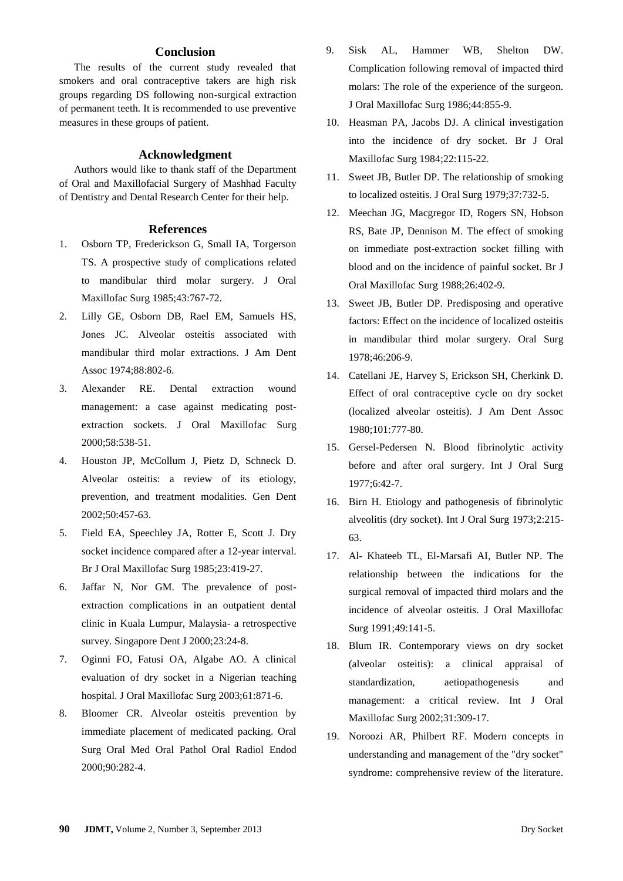## Conclusion

The results of the current study revealed that smokers and oral contraceptive takers are high risk groups regarding DS following non-surgical extraction of permanent teeth. It is recommended to use preventive measures in these groups of patient.

## Acknowledgment

Authors would like to thank staff of the Department of Oral and Maxillofacial Surgery of Mashhad Faculty of Dentistry and Dental Research Center for their help.

## References

1. Osborn TP, Frederickson G, Small IA, Torgerson TS. A prospective study of complications related to mandibular third molar surgery. J Oral Maxillofac Surg 1985;43:767-72.
2. Lilly GE, Osborn DB, Rael EM, Samuels HS, Jones JC. Alveolar osteitis associated with mandibular third molar extractions. J Am Dent Assoc 1974;88:802-6.
3. Alexander RE. Dental extraction wound management: a case against medicating post-extraction sockets. J Oral Maxillofac Surg 2000;58:538-51.
4. Houston JP, McCollum J, Pietz D, Schneck D. Alveolar osteitis: a review of its etiology, prevention, and treatment modalities. Gen Dent 2002;50:457-63.
5. Field EA, Speechley JA, Rotter E, Scott J. Dry socket incidence compared after a 12-year interval. Br J Oral Maxillofac Surg 1985;23:419-27.
6. Jaffar N, Nor GM. The prevalence of post-extraction complications in an outpatient dental clinic in Kuala Lumpur, Malaysia- a retrospective survey. Singapore Dent J 2000;23:24-8.
7. Oginni FO, Fatusi OA, Algabe AO. A clinical evaluation of dry socket in a Nigerian teaching hospital. J Oral Maxillofac Surg 2003;61:871-6.
8. Bloomer CR. Alveolar osteitis prevention by immediate placement of medicated packing. Oral Surg Oral Med Oral Pathol Oral Radiol Endod 2000;90:282-4.
9. Sisk AL, Hammer WB, Shelton DW. Complication following removal of impacted third molars: The role of the experience of the surgeon. J Oral Maxillofac Surg 1986;44:855-9.
10. Heasman PA, Jacobs DJ. A clinical investigation into the incidence of dry socket. Br J Oral Maxillofac Surg 1984;22:115-22.
11. Sweet JB, Butler DP. The relationship of smoking to localized osteitis. J Oral Surg 1979;37:732-5.
12. Meechan JG, Macgregor ID, Rogers SN, Hobson RS, Bate JP, Dennison M. The effect of smoking on immediate post-extraction socket filling with blood and on the incidence of painful socket. Br J Oral Maxillofac Surg 1988;26:402-9.
13. Sweet JB, Butler DP. Predisposing and operative factors: Effect on the incidence of localized osteitis in mandibular third molar surgery. Oral Surg 1978;46:206-9.
14. Catellani JE, Harvey S, Erickson SH, Cherkink D. Effect of oral contraceptive cycle on dry socket (localized alveolar osteitis). J Am Dent Assoc 1980;101:777-80.
15. Gersel-Pedersen N. Blood fibrinolytic activity before and after oral surgery. Int J Oral Surg 1977;6:42-7.
16. Birn H. Etiology and pathogenesis of fibrinolytic alveolitis (dry socket). Int J Oral Surg 1973;2:215-63.
17. Al- Khateeb TL, El-Marsafi AI, Butler NP. The relationship between the indications for the surgical removal of impacted third molars and the incidence of alveolar osteitis. J Oral Maxillofac Surg 1991;49:141-5.
18. Blum IR. Contemporary views on dry socket (alveolar osteitis): a clinical appraisal of standardization, aetiopathogenesis and management: a critical review. Int J Oral Maxillofac Surg 2002;31:309-17.
19. Noroozi AR, Philbert RF. Modern concepts in understanding and management of the "dry socket" syndrome: comprehensive review of the literature.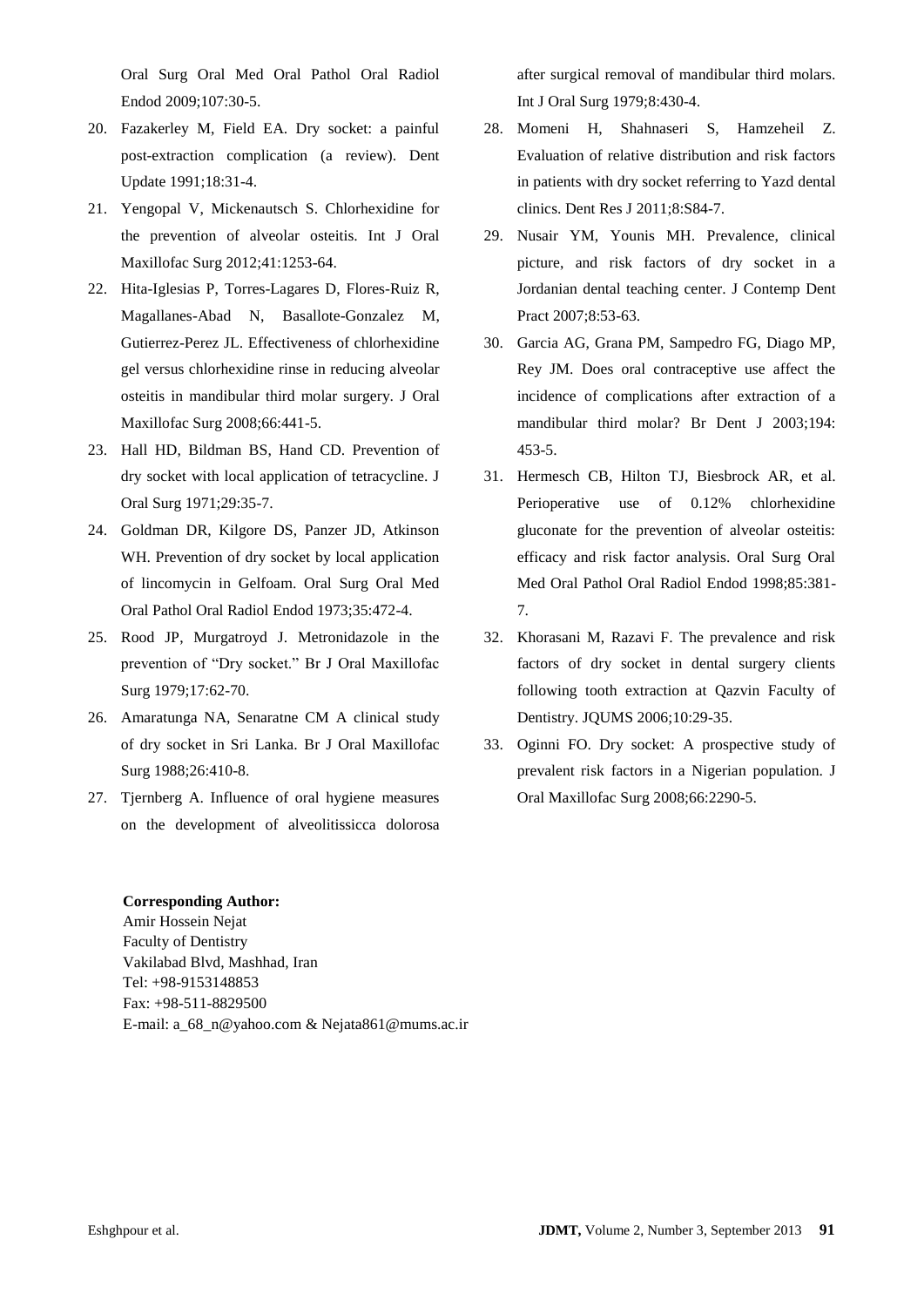Oral Surg Oral Med Oral Pathol Oral Radiol Endod 2009;107:30-5.

20. Fazakerley M, Field EA. Dry socket: a painful post-extraction complication (a review). Dent Update 1991;18:31-4.
21. Yengopal V, Mickenautsch S. Chlorhexidine for the prevention of alveolar osteitis. Int J Oral Maxillofac Surg 2012;41:1253-64.
22. Hita-Iglesias P, Torres-Lagares D, Flores-Ruiz R, Magallanes-Abad N, Basallote-Gonzalez M, Gutierrez-Perez JL. Effectiveness of chlorhexidine gel versus chlorhexidine rinse in reducing alveolar osteitis in mandibular third molar surgery. J Oral Maxillofac Surg 2008;66:441-5.
23. Hall HD, Bildman BS, Hand CD. Prevention of dry socket with local application of tetracycline. J Oral Surg 1971;29:35-7.
24. Goldman DR, Kilgore DS, Panzer JD, Atkinson WH. Prevention of dry socket by local application of lincomycin in Gelfoam. Oral Surg Oral Med Oral Pathol Oral Radiol Endod 1973;35:472-4.
25. Rood JP, Murgatroyd J. Metronidazole in the prevention of "Dry socket." Br J Oral Maxillofac Surg 1979;17:62-70.
26. Amaratunga NA, Senaratne CM A clinical study of dry socket in Sri Lanka. Br J Oral Maxillofac Surg 1988;26:410-8.
27. Tjernberg A. Influence of oral hygiene measures on the development of alveolitissicca dolorosa after surgical removal of mandibular third molars. Int J Oral Surg 1979;8:430-4.
28. Momeni H, Shahnaseri S, Hamzeheil Z. Evaluation of relative distribution and risk factors in patients with dry socket referring to Yazd dental clinics. Dent Res J 2011;8:S84-7.
29. Nusair YM, Younis MH. Prevalence, clinical picture, and risk factors of dry socket in a Jordanian dental teaching center. J Contemp Dent Pract 2007;8:53-63.
30. Garcia AG, Grana PM, Sampedro FG, Diago MP, Rey JM. Does oral contraceptive use affect the incidence of complications after extraction of a mandibular third molar? Br Dent J 2003;194: 453-5.
31. Hermesch CB, Hilton TJ, Biesbrock AR, et al. Perioperative use of 0.12% chlorhexidine gluconate for the prevention of alveolar osteitis: efficacy and risk factor analysis. Oral Surg Oral Med Oral Pathol Oral Radiol Endod 1998;85:381-7.
32. Khorasani M, Razavi F. The prevalence and risk factors of dry socket in dental surgery clients following tooth extraction at Qazvin Faculty of Dentistry. JQUMS 2006;10:29-35.
33. Oginni FO. Dry socket: A prospective study of prevalent risk factors in a Nigerian population. J Oral Maxillofac Surg 2008;66:2290-5.

**Corresponding Author:**
Amir Hossein Nejat
Faculty of Dentistry
Vakilabad Blvd, Mashhad, Iran
Tel: +98-9153148853
Fax: +98-511-8829500
E-mail: a_68_n@yahoo.com & Nejata861@mums.ac.ir